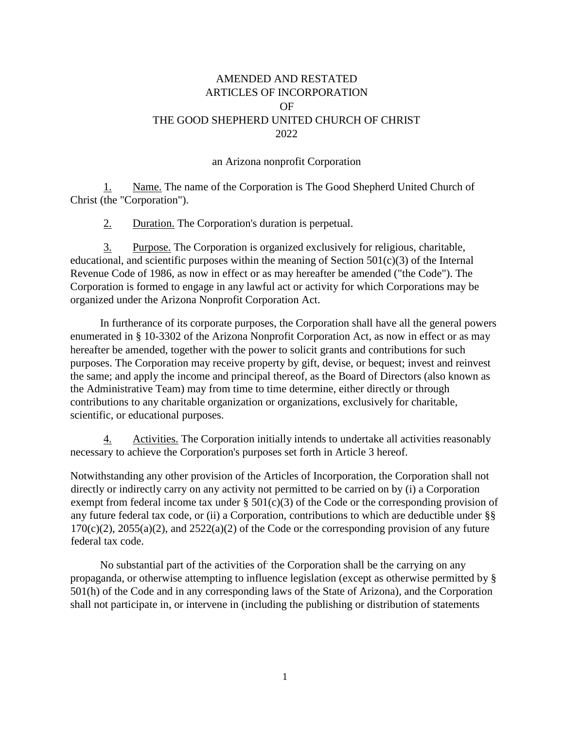# AMENDED AND RESTATED ARTICLES OF INCORPORATION OF THE GOOD SHEPHERD UNITED CHURCH OF CHRIST 2022

an Arizona nonprofit Corporation

1. Name. The name of the Corporation is The Good Shepherd United Church of Christ (the "Corporation").

2. Duration. The Corporation's duration is perpetual.

3. Purpose. The Corporation is organized exclusively for religious, charitable, educational, and scientific purposes within the meaning of Section 501(c)(3) of the Internal Revenue Code of 1986, as now in effect or as may hereafter be amended ("the Code"). The Corporation is formed to engage in any lawful act or activity for which Corporations may be organized under the Arizona Nonprofit Corporation Act.

In furtherance of its corporate purposes, the Corporation shall have all the general powers enumerated in § 10-3302 of the Arizona Nonprofit Corporation Act, as now in effect or as may hereafter be amended, together with the power to solicit grants and contributions for such purposes. The Corporation may receive property by gift, devise, or bequest; invest and reinvest the same; and apply the income and principal thereof, as the Board of Directors (also known as the Administrative Team) may from time to time determine, either directly or through contributions to any charitable organization or organizations, exclusively for charitable, scientific, or educational purposes.

4. Activities. The Corporation initially intends to undertake all activities reasonably necessary to achieve the Corporation's purposes set forth in Article 3 hereof.

Notwithstanding any other provision of the Articles of Incorporation, the Corporation shall not directly or indirectly carry on any activity not permitted to be carried on by (i) a Corporation exempt from federal income tax under § 501(c)(3) of the Code or the corresponding provision of any future federal tax code, or (ii) a Corporation, contributions to which are deductible under §§ 170(c)(2), 2055(a)(2), and 2522(a)(2) of the Code or the corresponding provision of any future federal tax code.

No substantial part of the activities of the Corporation shall be the carrying on any propaganda, or otherwise attempting to influence legislation (except as otherwise permitted by § 501(h) of the Code and in any corresponding laws of the State of Arizona), and the Corporation shall not participate in, or intervene in (including the publishing or distribution of statements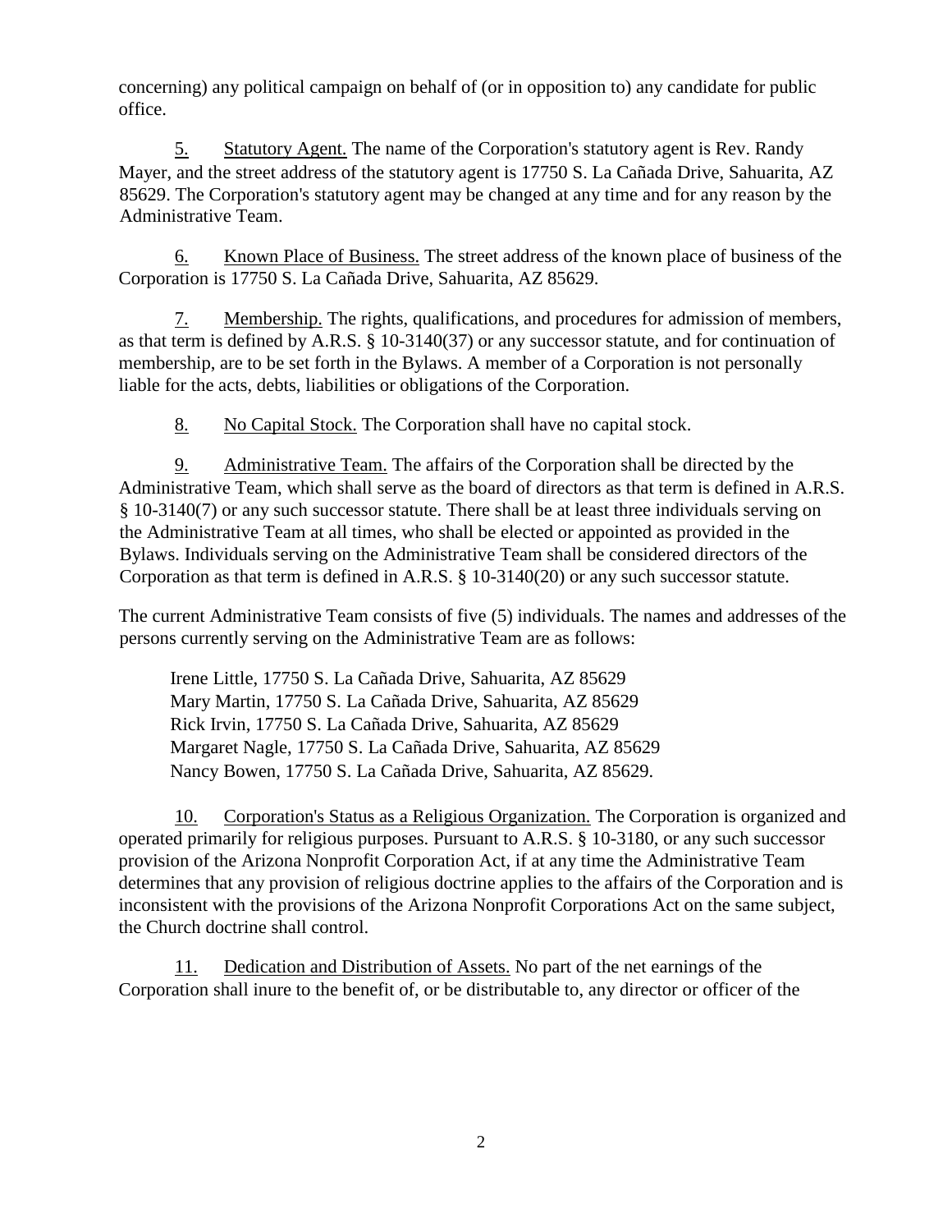concerning) any political campaign on behalf of (or in opposition to) any candidate for public office.

5. Statutory Agent. The name of the Corporation's statutory agent is Rev. Randy Mayer, and the street address of the statutory agent is 17750 S. La Cañada Drive, Sahuarita, AZ 85629. The Corporation's statutory agent may be changed at any time and for any reason by the Administrative Team.

6. Known Place of Business. The street address of the known place of business of the Corporation is 17750 S. La Cañada Drive, Sahuarita, AZ 85629.

7. Membership. The rights, qualifications, and procedures for admission of members, as that term is defined by A.R.S. § 10-3140(37) or any successor statute, and for continuation of membership, are to be set forth in the Bylaws. A member of a Corporation is not personally liable for the acts, debts, liabilities or obligations of the Corporation.

8. No Capital Stock. The Corporation shall have no capital stock.

9. Administrative Team. The affairs of the Corporation shall be directed by the Administrative Team, which shall serve as the board of directors as that term is defined in A.R.S. § 10-3140(7) or any such successor statute. There shall be at least three individuals serving on the Administrative Team at all times, who shall be elected or appointed as provided in the Bylaws. Individuals serving on the Administrative Team shall be considered directors of the Corporation as that term is defined in A.R.S. § 10-3140(20) or any such successor statute.

The current Administrative Team consists of five (5) individuals. The names and addresses of the persons currently serving on the Administrative Team are as follows:

Irene Little, 17750 S. La Cañada Drive, Sahuarita, AZ 85629
Mary Martin, 17750 S. La Cañada Drive, Sahuarita, AZ 85629
Rick Irvin, 17750 S. La Cañada Drive, Sahuarita, AZ 85629
Margaret Nagle, 17750 S. La Cañada Drive, Sahuarita, AZ 85629
Nancy Bowen, 17750 S. La Cañada Drive, Sahuarita, AZ 85629.

10. Corporation's Status as a Religious Organization. The Corporation is organized and operated primarily for religious purposes. Pursuant to A.R.S. § 10-3180, or any such successor provision of the Arizona Nonprofit Corporation Act, if at any time the Administrative Team determines that any provision of religious doctrine applies to the affairs of the Corporation and is inconsistent with the provisions of the Arizona Nonprofit Corporations Act on the same subject, the Church doctrine shall control.

11. Dedication and Distribution of Assets. No part of the net earnings of the Corporation shall inure to the benefit of, or be distributable to, any director or officer of the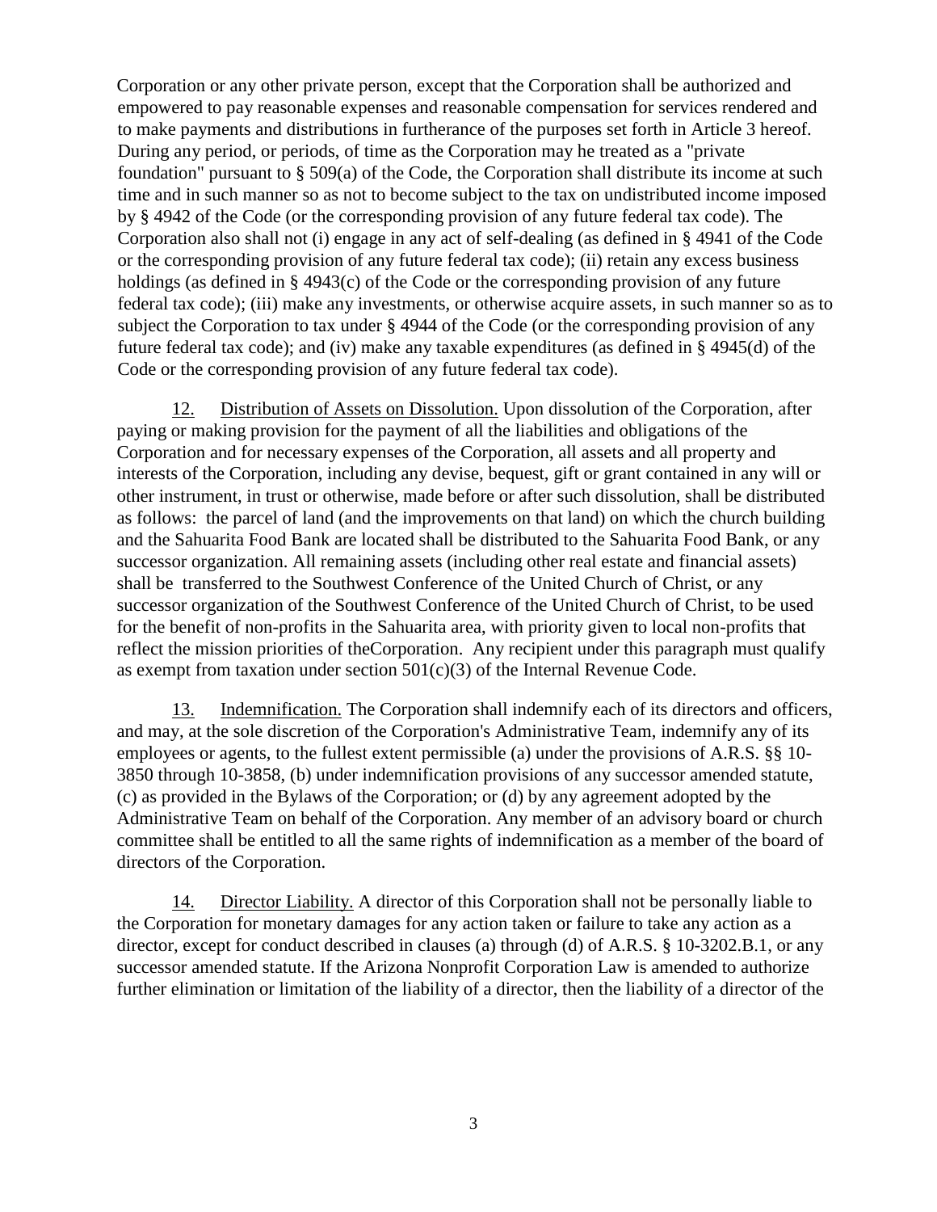Corporation or any other private person, except that the Corporation shall be authorized and empowered to pay reasonable expenses and reasonable compensation for services rendered and to make payments and distributions in furtherance of the purposes set forth in Article 3 hereof. During any period, or periods, of time as the Corporation may he treated as a "private foundation" pursuant to § 509(a) of the Code, the Corporation shall distribute its income at such time and in such manner so as not to become subject to the tax on undistributed income imposed by § 4942 of the Code (or the corresponding provision of any future federal tax code). The Corporation also shall not (i) engage in any act of self-dealing (as defined in § 4941 of the Code or the corresponding provision of any future federal tax code); (ii) retain any excess business holdings (as defined in § 4943(c) of the Code or the corresponding provision of any future federal tax code); (iii) make any investments, or otherwise acquire assets, in such manner so as to subject the Corporation to tax under § 4944 of the Code (or the corresponding provision of any future federal tax code); and (iv) make any taxable expenditures (as defined in § 4945(d) of the Code or the corresponding provision of any future federal tax code).

12. Distribution of Assets on Dissolution. Upon dissolution of the Corporation, after paying or making provision for the payment of all the liabilities and obligations of the Corporation and for necessary expenses of the Corporation, all assets and all property and interests of the Corporation, including any devise, bequest, gift or grant contained in any will or other instrument, in trust or otherwise, made before or after such dissolution, shall be distributed as follows: the parcel of land (and the improvements on that land) on which the church building and the Sahuarita Food Bank are located shall be distributed to the Sahuarita Food Bank, or any successor organization. All remaining assets (including other real estate and financial assets) shall be transferred to the Southwest Conference of the United Church of Christ, or any successor organization of the Southwest Conference of the United Church of Christ, to be used for the benefit of non-profits in the Sahuarita area, with priority given to local non-profits that reflect the mission priorities of theCorporation. Any recipient under this paragraph must qualify as exempt from taxation under section 501(c)(3) of the Internal Revenue Code.

13. Indemnification. The Corporation shall indemnify each of its directors and officers, and may, at the sole discretion of the Corporation's Administrative Team, indemnify any of its employees or agents, to the fullest extent permissible (a) under the provisions of A.R.S. §§ 10-3850 through 10-3858, (b) under indemnification provisions of any successor amended statute, (c) as provided in the Bylaws of the Corporation; or (d) by any agreement adopted by the Administrative Team on behalf of the Corporation. Any member of an advisory board or church committee shall be entitled to all the same rights of indemnification as a member of the board of directors of the Corporation.

14. Director Liability. A director of this Corporation shall not be personally liable to the Corporation for monetary damages for any action taken or failure to take any action as a director, except for conduct described in clauses (a) through (d) of A.R.S. § 10-3202.B.1, or any successor amended statute. If the Arizona Nonprofit Corporation Law is amended to authorize further elimination or limitation of the liability of a director, then the liability of a director of the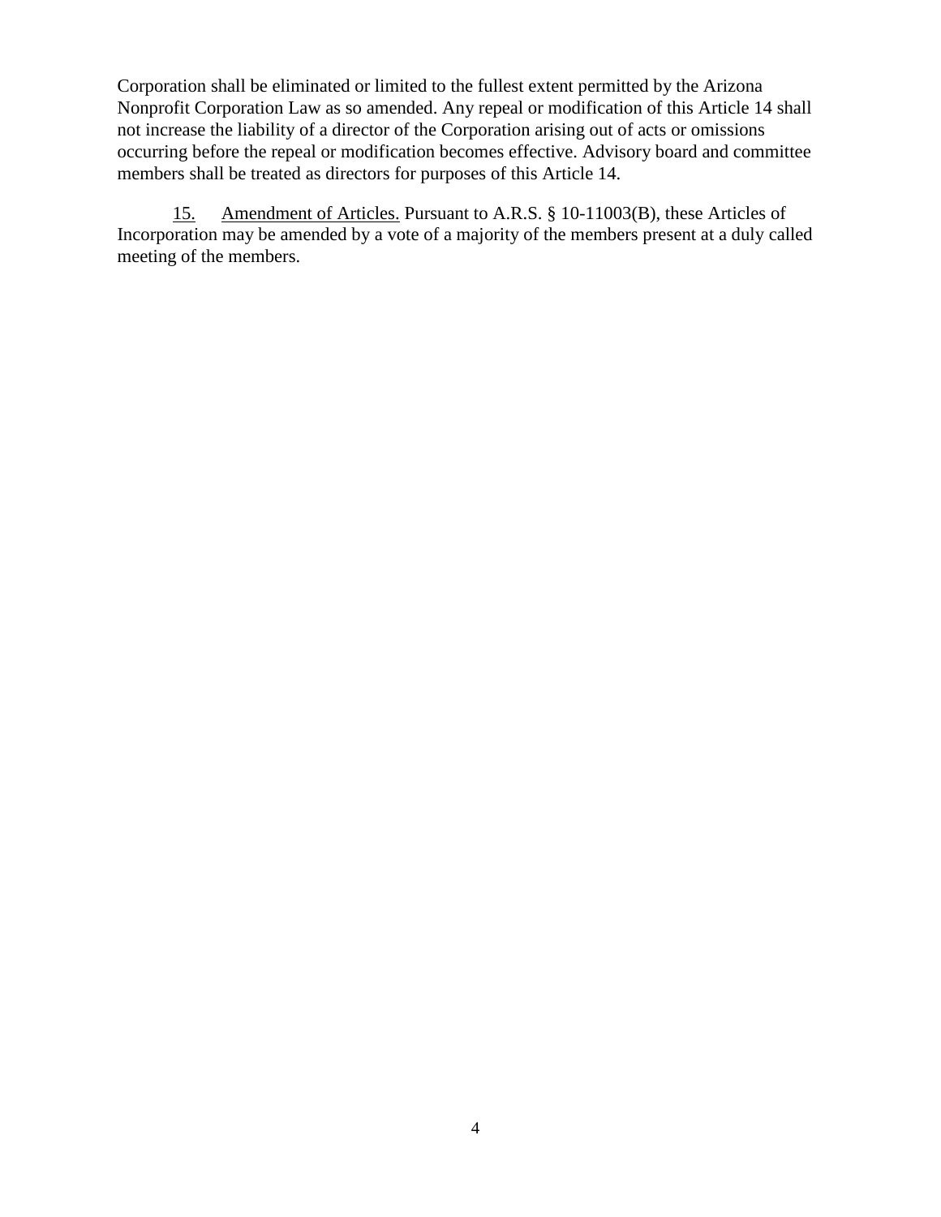Corporation shall be eliminated or limited to the fullest extent permitted by the Arizona Nonprofit Corporation Law as so amended. Any repeal or modification of this Article 14 shall not increase the liability of a director of the Corporation arising out of acts or omissions occurring before the repeal or modification becomes effective. Advisory board and committee members shall be treated as directors for purposes of this Article 14.

15. Amendment of Articles. Pursuant to A.R.S. § 10-11003(B), these Articles of Incorporation may be amended by a vote of a majority of the members present at a duly called meeting of the members.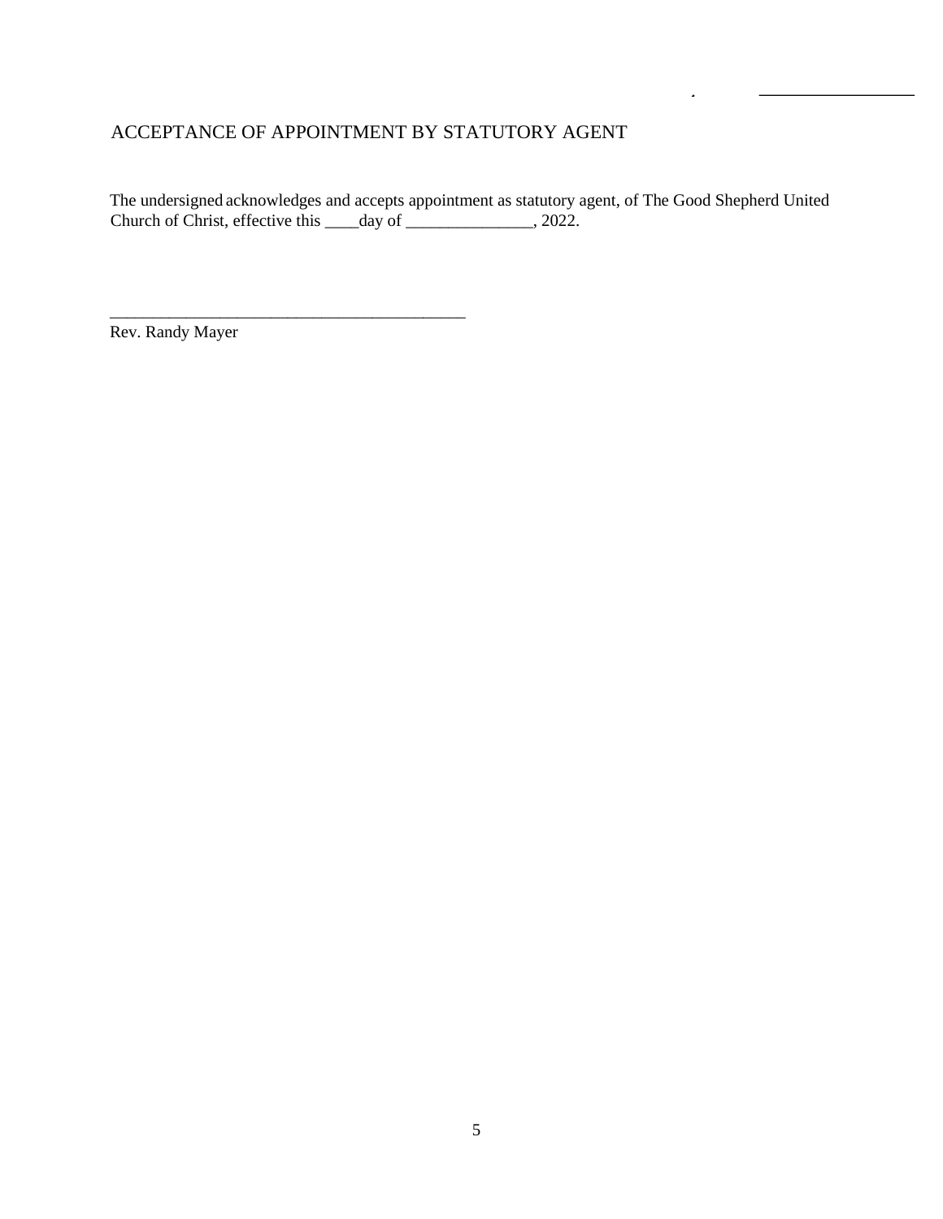ACCEPTANCE OF APPOINTMENT BY STATUTORY AGENT

The undersigned acknowledges and accepts appointment as statutory agent, of The Good Shepherd United Church of Christ, effective this ____day of _______________, 2022.

___________________________________________
Rev. Randy Mayer